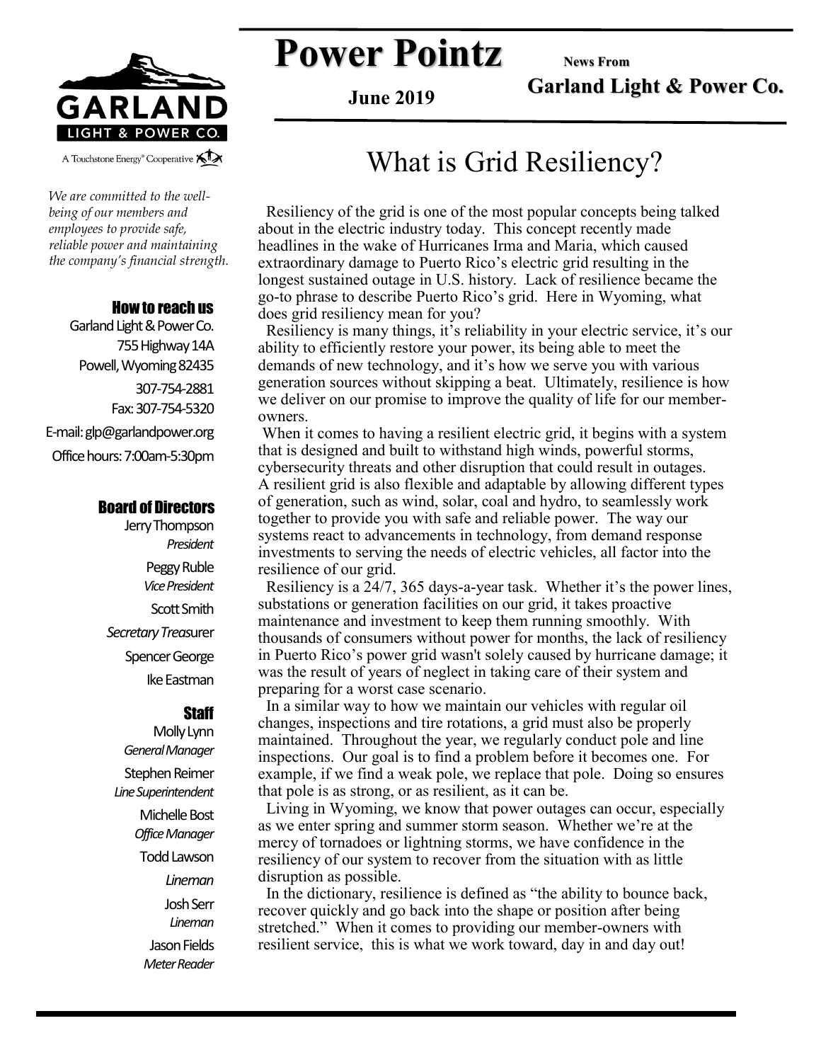# Power Pointz

**News From**

**Garland Light & Power Co.**

**June 2019**

GARLAND LIGHT & POWER CO.

A Touchstone Energy® Cooperative

*We are committed to the well-being of our members and employees to provide safe, reliable power and maintaining the company's financial strength.*

### How to reach us

Garland Light & Power Co.
755 Highway 14A
Powell, Wyoming 82435
307-754-2881
Fax: 307-754-5320
E-mail: glp@garlandpower.org
Office hours: 7:00am-5:30pm

### Board of Directors

Jerry Thompson
*President*

Peggy Ruble
*Vice President*

Scott Smith
*Secretary Treasurer*

Spencer George

Ike Eastman

### Staff

Molly Lynn
*General Manager*

Stephen Reimer
*Line Superintendent*

Michelle Bost
*Office Manager*

Todd Lawson
*Lineman*

Josh Serr
*Lineman*

Jason Fields
*Meter Reader*

## What is Grid Resiliency?

Resiliency of the grid is one of the most popular concepts being talked about in the electric industry today. This concept recently made headlines in the wake of Hurricanes Irma and Maria, which caused extraordinary damage to Puerto Rico's electric grid resulting in the longest sustained outage in U.S. history. Lack of resilience became the go-to phrase to describe Puerto Rico's grid. Here in Wyoming, what does grid resiliency mean for you?

Resiliency is many things, it's reliability in your electric service, it's our ability to efficiently restore your power, its being able to meet the demands of new technology, and it's how we serve you with various generation sources without skipping a beat. Ultimately, resilience is how we deliver on our promise to improve the quality of life for our member-owners.

When it comes to having a resilient electric grid, it begins with a system that is designed and built to withstand high winds, powerful storms, cybersecurity threats and other disruption that could result in outages. A resilient grid is also flexible and adaptable by allowing different types of generation, such as wind, solar, coal and hydro, to seamlessly work together to provide you with safe and reliable power. The way our systems react to advancements in technology, from demand response investments to serving the needs of electric vehicles, all factor into the resilience of our grid.

Resiliency is a 24/7, 365 days-a-year task. Whether it's the power lines, substations or generation facilities on our grid, it takes proactive maintenance and investment to keep them running smoothly. With thousands of consumers without power for months, the lack of resiliency in Puerto Rico's power grid wasn't solely caused by hurricane damage; it was the result of years of neglect in taking care of their system and preparing for a worst case scenario.

In a similar way to how we maintain our vehicles with regular oil changes, inspections and tire rotations, a grid must also be properly maintained. Throughout the year, we regularly conduct pole and line inspections. Our goal is to find a problem before it becomes one. For example, if we find a weak pole, we replace that pole. Doing so ensures that pole is as strong, or as resilient, as it can be.

Living in Wyoming, we know that power outages can occur, especially as we enter spring and summer storm season. Whether we're at the mercy of tornadoes or lightning storms, we have confidence in the resiliency of our system to recover from the situation with as little disruption as possible.

In the dictionary, resilience is defined as "the ability to bounce back, recover quickly and go back into the shape or position after being stretched." When it comes to providing our member-owners with resilient service, this is what we work toward, day in and day out!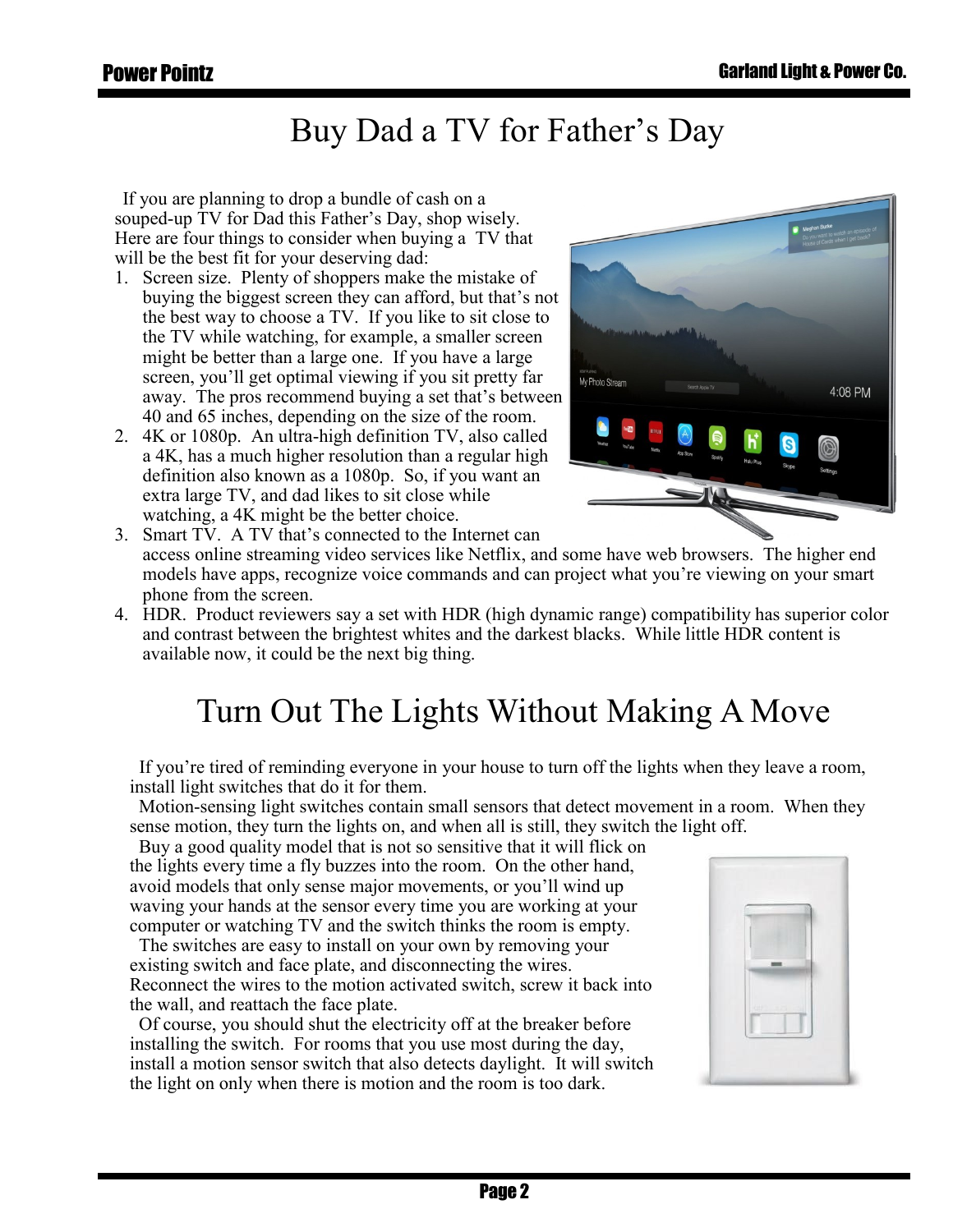# Buy Dad a TV for Father's Day

If you are planning to drop a bundle of cash on a souped-up TV for Dad this Father's Day, shop wisely. Here are four things to consider when buying a TV that will be the best fit for your deserving dad:

1. Screen size. Plenty of shoppers make the mistake of buying the biggest screen they can afford, but that's not the best way to choose a TV. If you like to sit close to the TV while watching, for example, a smaller screen might be better than a large one. If you have a large screen, you'll get optimal viewing if you sit pretty far away. The pros recommend buying a set that's between 40 and 65 inches, depending on the size of the room.
2. 4K or 1080p. An ultra-high definition TV, also called a 4K, has a much higher resolution than a regular high definition also known as a 1080p. So, if you want an extra large TV, and dad likes to sit close while watching, a 4K might be the better choice.
3. Smart TV. A TV that's connected to the Internet can access online streaming video services like Netflix, and some have web browsers. The higher end models have apps, recognize voice commands and can project what you're viewing on your smart phone from the screen.
4. HDR. Product reviewers say a set with HDR (high dynamic range) compatibility has superior color and contrast between the brightest whites and the darkest blacks. While little HDR content is available now, it could be the next big thing.

# Turn Out The Lights Without Making A Move

If you're tired of reminding everyone in your house to turn off the lights when they leave a room, install light switches that do it for them.

Motion-sensing light switches contain small sensors that detect movement in a room. When they sense motion, they turn the lights on, and when all is still, they switch the light off.

Buy a good quality model that is not so sensitive that it will flick on the lights every time a fly buzzes into the room. On the other hand, avoid models that only sense major movements, or you'll wind up waving your hands at the sensor every time you are working at your computer or watching TV and the switch thinks the room is empty.

The switches are easy to install on your own by removing your existing switch and face plate, and disconnecting the wires. Reconnect the wires to the motion activated switch, screw it back into the wall, and reattach the face plate.

Of course, you should shut the electricity off at the breaker before installing the switch. For rooms that you use most during the day, install a motion sensor switch that also detects daylight. It will switch the light on only when there is motion and the room is too dark.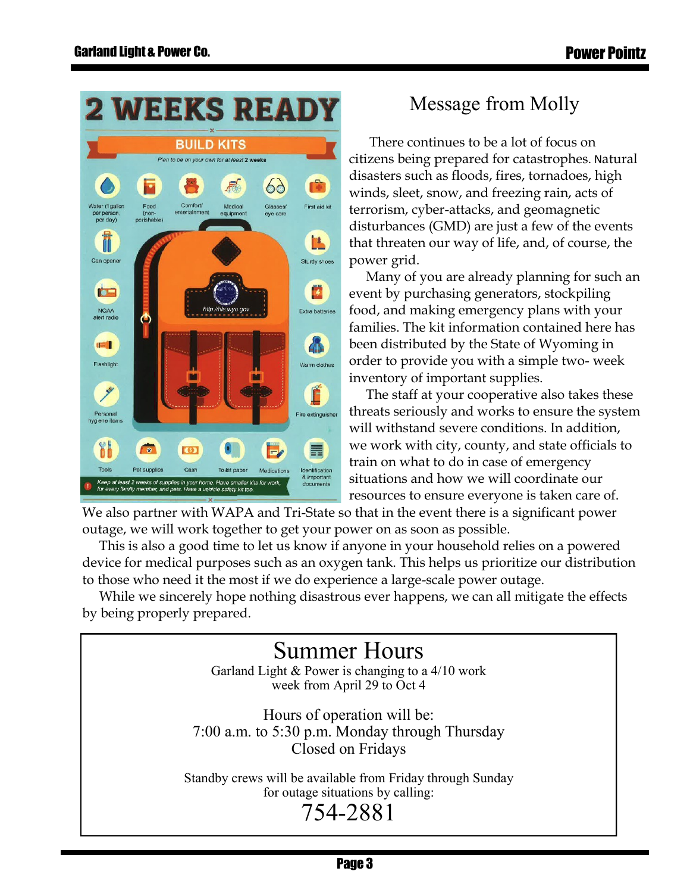# 2 WEEKS READY

## BUILD KITS

*Plan to be on your own for at least 2 weeks*

- Water (1 gallon per person, per day)
- Food (non-perishable)
- Comfort/ entertainment
- Medical equipment
- Glasses/ eye care
- First aid kit
- Can opener
- Sturdy shoes
- NOAA alert radio
- Extra batteries
- Flashlight
- Warm clothes
- Personal hygiene items
- Fire extinguisher
- Tools
- Pet supplies
- Cash
- Toilet paper
- Medications
- Identification & important documents

http://hls.wyo.gov

*Keep at least 2 weeks of supplies in your home. Have smaller kits for work, for every family member, and pets. Have a vehicle safety kit too.*

# Message from Molly

There continues to be a lot of focus on citizens being prepared for catastrophes. Natural disasters such as floods, fires, tornadoes, high winds, sleet, snow, and freezing rain, acts of terrorism, cyber-attacks, and geomagnetic disturbances (GMD) are just a few of the events that threaten our way of life, and, of course, the power grid.

Many of you are already planning for such an event by purchasing generators, stockpiling food, and making emergency plans with your families. The kit information contained here has been distributed by the State of Wyoming in order to provide you with a simple two- week inventory of important supplies.

The staff at your cooperative also takes these threats seriously and works to ensure the system will withstand severe conditions. In addition, we work with city, county, and state officials to train on what to do in case of emergency situations and how we will coordinate our resources to ensure everyone is taken care of. We also partner with WAPA and Tri-State so that in the event there is a significant power outage, we will work together to get your power on as soon as possible.

This is also a good time to let us know if anyone in your household relies on a powered device for medical purposes such as an oxygen tank. This helps us prioritize our distribution to those who need it the most if we do experience a large-scale power outage.

While we sincerely hope nothing disastrous ever happens, we can all mitigate the effects by being properly prepared.

# Summer Hours

Garland Light & Power is changing to a 4/10 work week from April 29 to Oct 4

Hours of operation will be:
7:00 a.m. to 5:30 p.m. Monday through Thursday
Closed on Fridays

Standby crews will be available from Friday through Sunday for outage situations by calling:

**754-2881**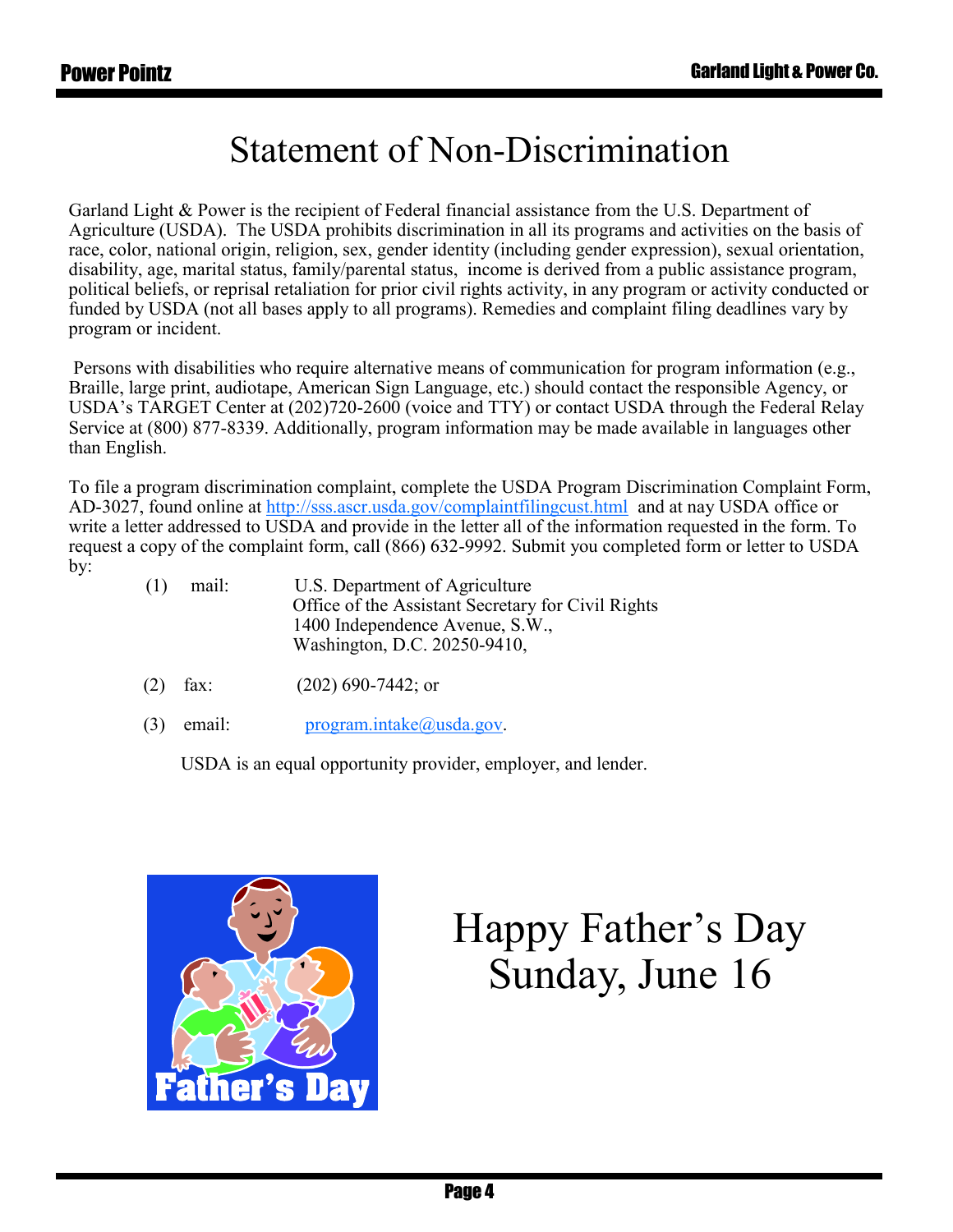# Statement of Non-Discrimination

Garland Light & Power is the recipient of Federal financial assistance from the U.S. Department of Agriculture (USDA). The USDA prohibits discrimination in all its programs and activities on the basis of race, color, national origin, religion, sex, gender identity (including gender expression), sexual orientation, disability, age, marital status, family/parental status, income is derived from a public assistance program, political beliefs, or reprisal retaliation for prior civil rights activity, in any program or activity conducted or funded by USDA (not all bases apply to all programs). Remedies and complaint filing deadlines vary by program or incident.

Persons with disabilities who require alternative means of communication for program information (e.g., Braille, large print, audiotape, American Sign Language, etc.) should contact the responsible Agency, or USDA's TARGET Center at (202)720-2600 (voice and TTY) or contact USDA through the Federal Relay Service at (800) 877-8339. Additionally, program information may be made available in languages other than English.

To file a program discrimination complaint, complete the USDA Program Discrimination Complaint Form, AD-3027, found online at http://sss.ascr.usda.gov/complaintfilingcust.html and at nay USDA office or write a letter addressed to USDA and provide in the letter all of the information requested in the form. To request a copy of the complaint form, call (866) 632-9992. Submit you completed form or letter to USDA by:

(1) mail: U.S. Department of Agriculture
Office of the Assistant Secretary for Civil Rights
1400 Independence Avenue, S.W.,
Washington, D.C. 20250-9410,

(2) fax: (202) 690-7442; or

(3) email: program.intake@usda.gov.

USDA is an equal opportunity provider, employer, and lender.

Father's Day

Happy Father's Day
Sunday, June 16